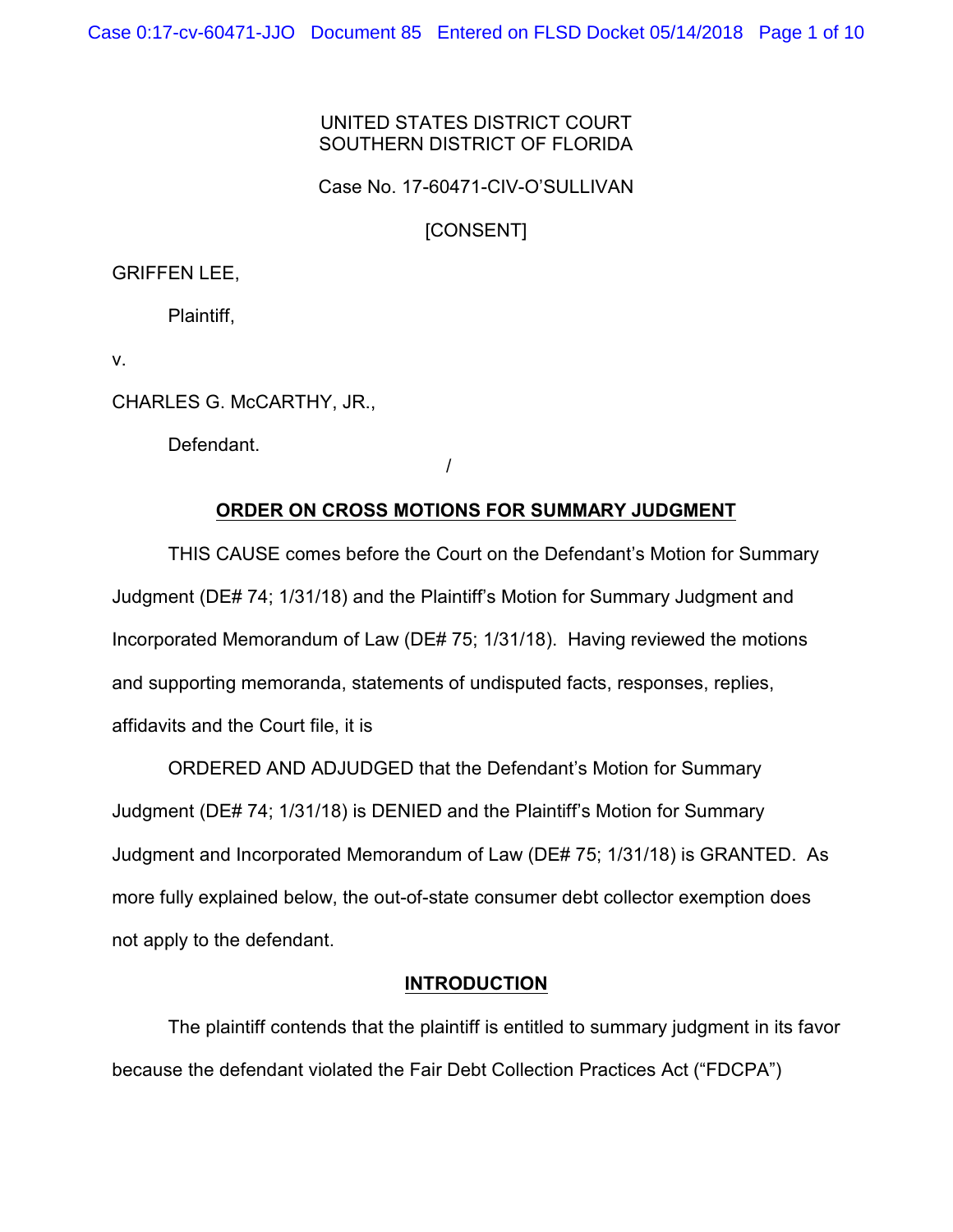UNITED STATES DISTRICT COURT
SOUTHERN DISTRICT OF FLORIDA

Case No. 17-60471-CIV-O'SULLIVAN

[CONSENT]

GRIFFEN LEE,

Plaintiff,

v.

CHARLES G. McCARTHY, JR.,

Defendant.

/

## ORDER ON CROSS MOTIONS FOR SUMMARY JUDGMENT

THIS CAUSE comes before the Court on the Defendant's Motion for Summary Judgment (DE# 74; 1/31/18) and the Plaintiff's Motion for Summary Judgment and Incorporated Memorandum of Law (DE# 75; 1/31/18). Having reviewed the motions and supporting memoranda, statements of undisputed facts, responses, replies, affidavits and the Court file, it is

ORDERED AND ADJUDGED that the Defendant's Motion for Summary Judgment (DE# 74; 1/31/18) is DENIED and the Plaintiff's Motion for Summary Judgment and Incorporated Memorandum of Law (DE# 75; 1/31/18) is GRANTED. As more fully explained below, the out-of-state consumer debt collector exemption does not apply to the defendant.

## INTRODUCTION

The plaintiff contends that the plaintiff is entitled to summary judgment in its favor because the defendant violated the Fair Debt Collection Practices Act ("FDCPA")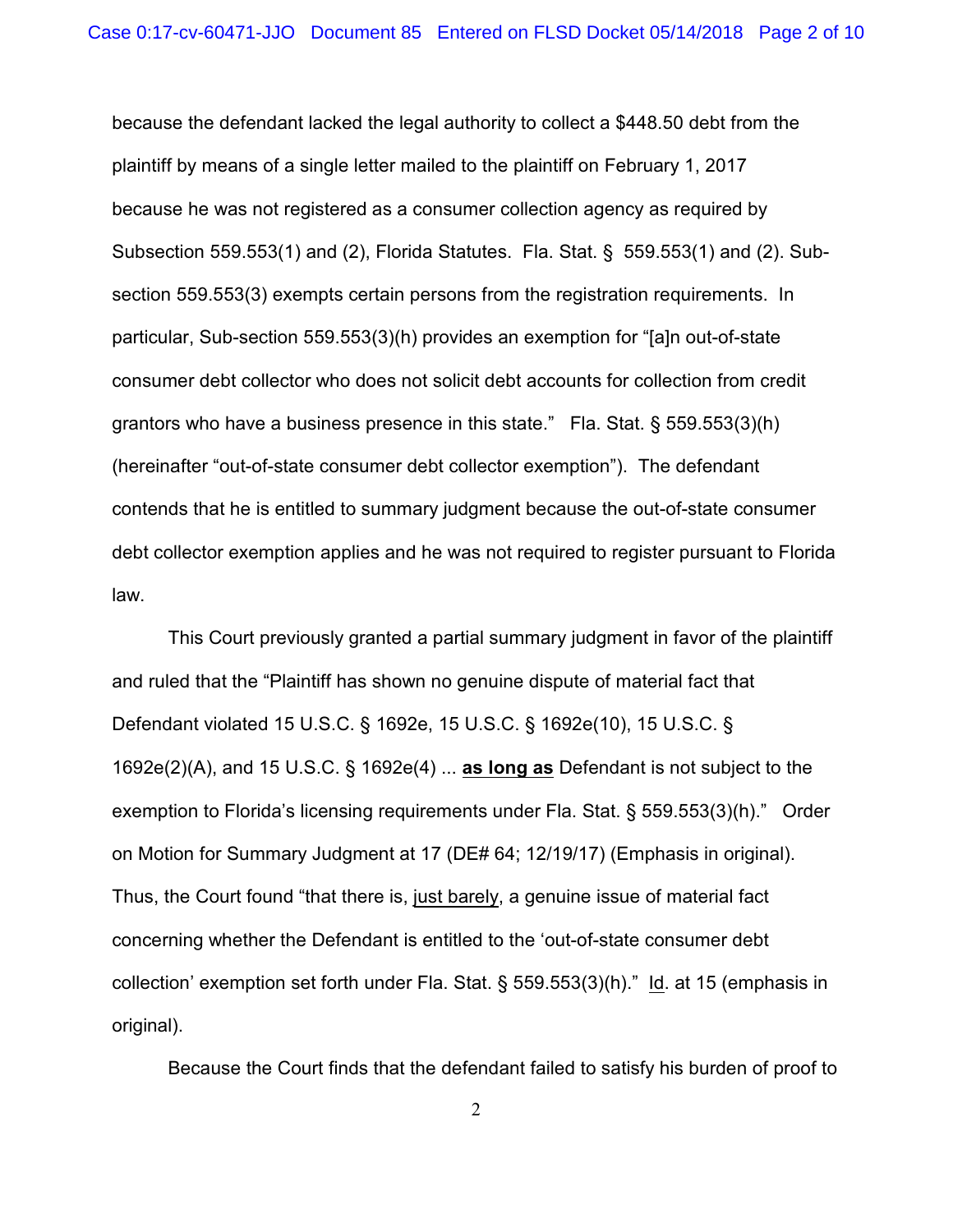because the defendant lacked the legal authority to collect a $448.50 debt from the plaintiff by means of a single letter mailed to the plaintiff on February 1, 2017 because he was not registered as a consumer collection agency as required by Subsection 559.553(1) and (2), Florida Statutes. Fla. Stat. § 559.553(1) and (2). Sub-section 559.553(3) exempts certain persons from the registration requirements. In particular, Sub-section 559.553(3)(h) provides an exemption for "[a]n out-of-state consumer debt collector who does not solicit debt accounts for collection from credit grantors who have a business presence in this state." Fla. Stat. § 559.553(3)(h) (hereinafter "out-of-state consumer debt collector exemption"). The defendant contends that he is entitled to summary judgment because the out-of-state consumer debt collector exemption applies and he was not required to register pursuant to Florida law.

This Court previously granted a partial summary judgment in favor of the plaintiff and ruled that the "Plaintiff has shown no genuine dispute of material fact that Defendant violated 15 U.S.C. § 1692e, 15 U.S.C. § 1692e(10), 15 U.S.C. § 1692e(2)(A), and 15 U.S.C. § 1692e(4) ... **as long as** Defendant is not subject to the exemption to Florida's licensing requirements under Fla. Stat. § 559.553(3)(h)." Order on Motion for Summary Judgment at 17 (DE# 64; 12/19/17) (Emphasis in original). Thus, the Court found "that there is, just barely, a genuine issue of material fact concerning whether the Defendant is entitled to the 'out-of-state consumer debt collection' exemption set forth under Fla. Stat. § 559.553(3)(h)." Id. at 15 (emphasis in original).

Because the Court finds that the defendant failed to satisfy his burden of proof to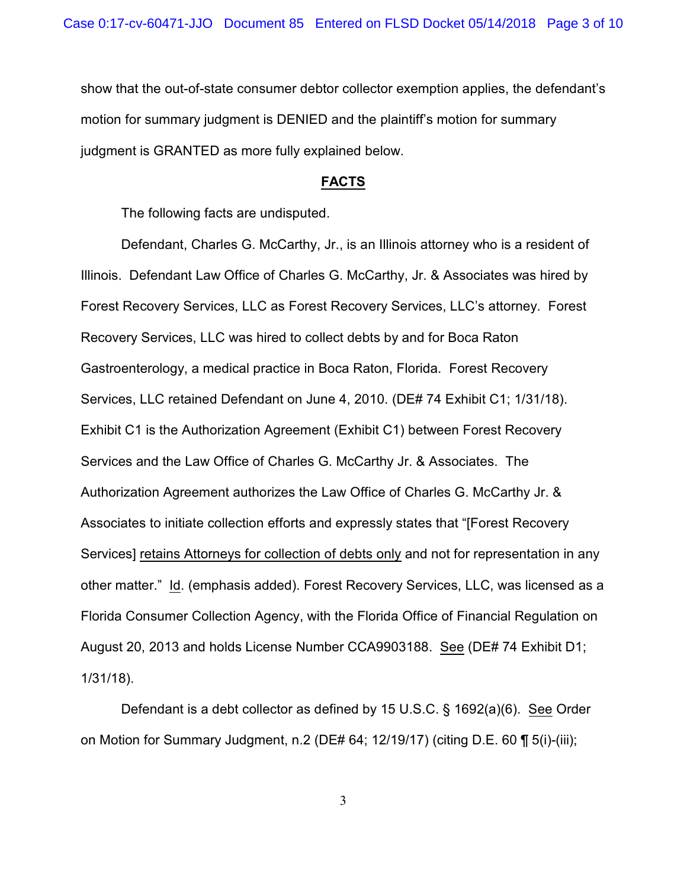show that the out-of-state consumer debtor collector exemption applies, the defendant's motion for summary judgment is DENIED and the plaintiff's motion for summary judgment is GRANTED as more fully explained below.

## FACTS

The following facts are undisputed.

Defendant, Charles G. McCarthy, Jr., is an Illinois attorney who is a resident of Illinois. Defendant Law Office of Charles G. McCarthy, Jr. & Associates was hired by Forest Recovery Services, LLC as Forest Recovery Services, LLC's attorney. Forest Recovery Services, LLC was hired to collect debts by and for Boca Raton Gastroenterology, a medical practice in Boca Raton, Florida. Forest Recovery Services, LLC retained Defendant on June 4, 2010. (DE# 74 Exhibit C1; 1/31/18). Exhibit C1 is the Authorization Agreement (Exhibit C1) between Forest Recovery Services and the Law Office of Charles G. McCarthy Jr. & Associates. The Authorization Agreement authorizes the Law Office of Charles G. McCarthy Jr. & Associates to initiate collection efforts and expressly states that "[Forest Recovery Services] <u>retains Attorneys for collection of debts only</u> and not for representation in any other matter." <u>Id</u>. (emphasis added). Forest Recovery Services, LLC, was licensed as a Florida Consumer Collection Agency, with the Florida Office of Financial Regulation on August 20, 2013 and holds License Number CCA9903188. <u>See</u> (DE# 74 Exhibit D1; 1/31/18).

Defendant is a debt collector as defined by 15 U.S.C. § 1692(a)(6). <u>See</u> Order on Motion for Summary Judgment, n.2 (DE# 64; 12/19/17) (citing D.E. 60 ¶ 5(i)-(iii);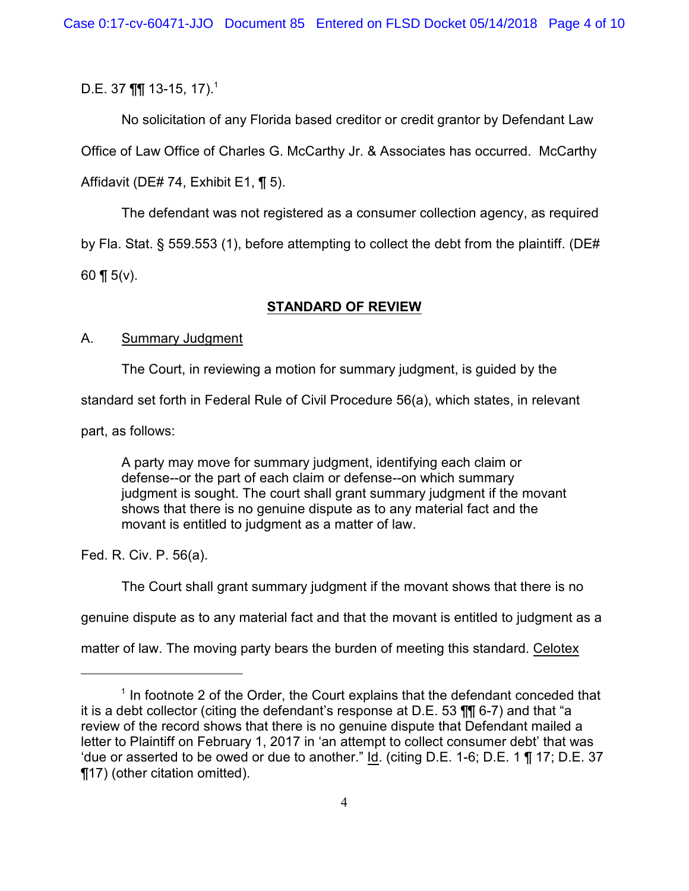D.E. 37 ¶¶ 13-15, 17).[1]

No solicitation of any Florida based creditor or credit grantor by Defendant Law Office of Law Office of Charles G. McCarthy Jr. & Associates has occurred. McCarthy Affidavit (DE# 74, Exhibit E1, ¶ 5).

The defendant was not registered as a consumer collection agency, as required by Fla. Stat. § 559.553 (1), before attempting to collect the debt from the plaintiff. (DE# 60 ¶ 5(v).

## STANDARD OF REVIEW

A. Summary Judgment

The Court, in reviewing a motion for summary judgment, is guided by the standard set forth in Federal Rule of Civil Procedure 56(a), which states, in relevant part, as follows:

> A party may move for summary judgment, identifying each claim or defense--or the part of each claim or defense--on which summary judgment is sought. The court shall grant summary judgment if the movant shows that there is no genuine dispute as to any material fact and the movant is entitled to judgment as a matter of law.

Fed. R. Civ. P. 56(a).

The Court shall grant summary judgment if the movant shows that there is no genuine dispute as to any material fact and that the movant is entitled to judgment as a matter of law. The moving party bears the burden of meeting this standard. Celotex

---

[1] In footnote 2 of the Order, the Court explains that the defendant conceded that it is a debt collector (citing the defendant's response at D.E. 53 ¶¶ 6-7) and that "a review of the record shows that there is no genuine dispute that Defendant mailed a letter to Plaintiff on February 1, 2017 in 'an attempt to collect consumer debt' that was 'due or asserted to be owed or due to another." Id. (citing D.E. 1-6; D.E. 1 ¶ 17; D.E. 37 ¶17) (other citation omitted).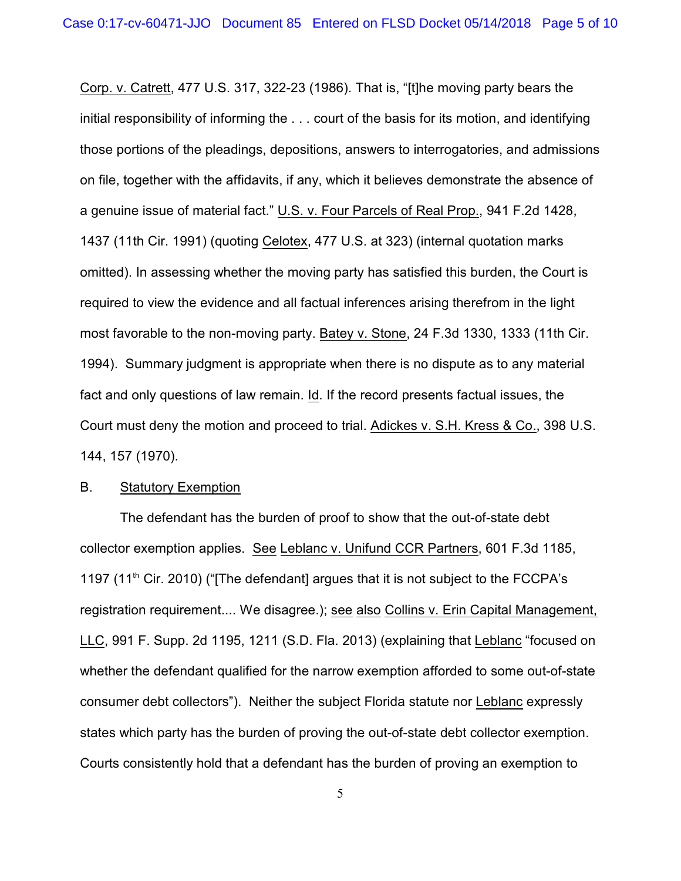Corp. v. Catrett, 477 U.S. 317, 322-23 (1986). That is, "[t]he moving party bears the initial responsibility of informing the . . . court of the basis for its motion, and identifying those portions of the pleadings, depositions, answers to interrogatories, and admissions on file, together with the affidavits, if any, which it believes demonstrate the absence of a genuine issue of material fact." U.S. v. Four Parcels of Real Prop., 941 F.2d 1428, 1437 (11th Cir. 1991) (quoting Celotex, 477 U.S. at 323) (internal quotation marks omitted). In assessing whether the moving party has satisfied this burden, the Court is required to view the evidence and all factual inferences arising therefrom in the light most favorable to the non-moving party. Batey v. Stone, 24 F.3d 1330, 1333 (11th Cir. 1994). Summary judgment is appropriate when there is no dispute as to any material fact and only questions of law remain. Id. If the record presents factual issues, the Court must deny the motion and proceed to trial. Adickes v. S.H. Kress & Co., 398 U.S. 144, 157 (1970).

B. Statutory Exemption

The defendant has the burden of proof to show that the out-of-state debt collector exemption applies. See Leblanc v. Unifund CCR Partners, 601 F.3d 1185, 1197 (11th Cir. 2010) ("[The defendant] argues that it is not subject to the FCCPA's registration requirement.... We disagree.); see also Collins v. Erin Capital Management, LLC, 991 F. Supp. 2d 1195, 1211 (S.D. Fla. 2013) (explaining that Leblanc "focused on whether the defendant qualified for the narrow exemption afforded to some out-of-state consumer debt collectors"). Neither the subject Florida statute nor Leblanc expressly states which party has the burden of proving the out-of-state debt collector exemption. Courts consistently hold that a defendant has the burden of proving an exemption to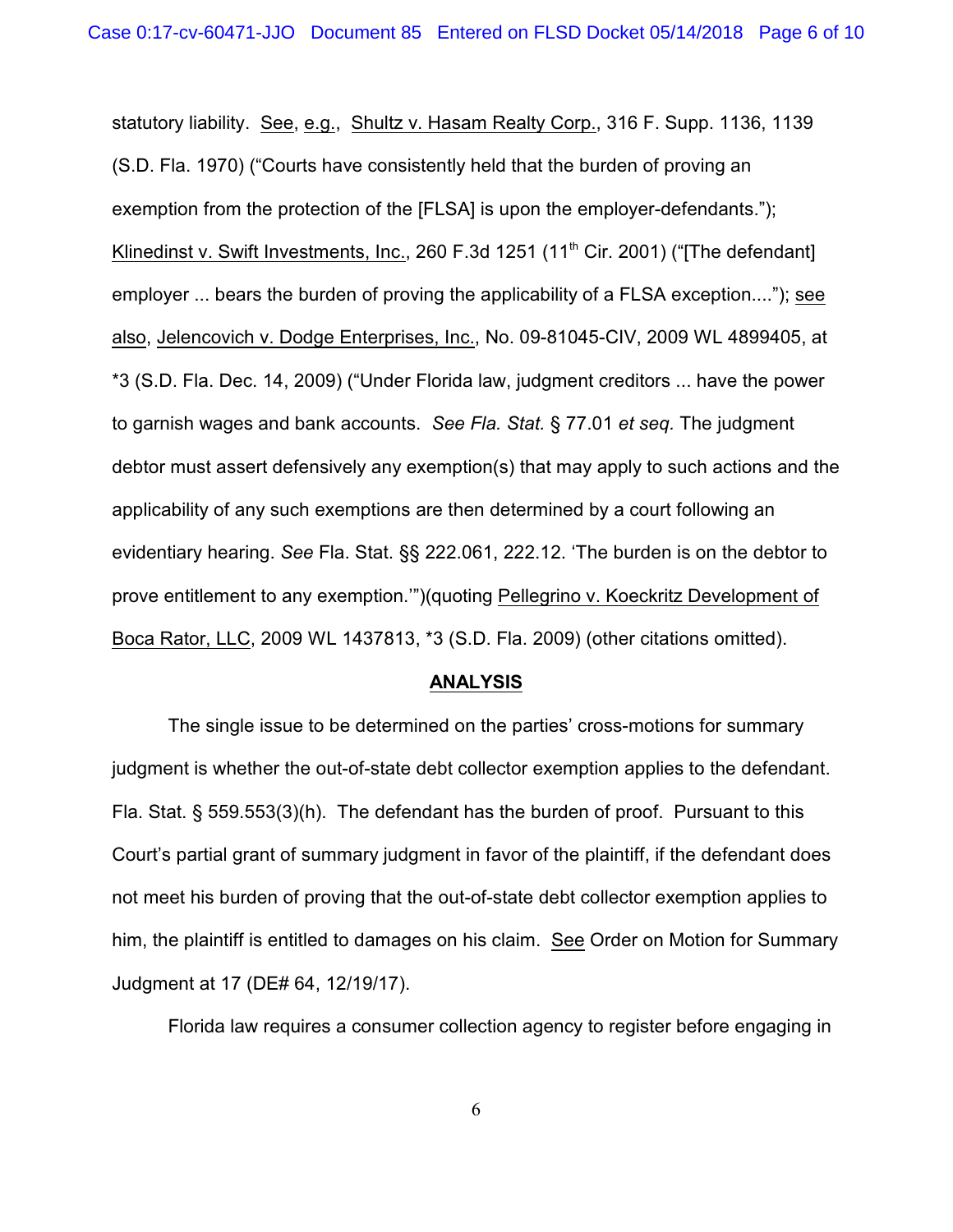statutory liability. See, e.g., Shultz v. Hasam Realty Corp., 316 F. Supp. 1136, 1139 (S.D. Fla. 1970) ("Courts have consistently held that the burden of proving an exemption from the protection of the [FLSA] is upon the employer-defendants."); Klinedinst v. Swift Investments, Inc., 260 F.3d 1251 (11th Cir. 2001) ("[The defendant] employer ... bears the burden of proving the applicability of a FLSA exception...."); see also, Jelencovich v. Dodge Enterprises, Inc., No. 09-81045-CIV, 2009 WL 4899405, at *3 (S.D. Fla. Dec. 14, 2009) ("Under Florida law, judgment creditors ... have the power to garnish wages and bank accounts. *See Fla. Stat.* § 77.01 *et seq.* The judgment debtor must assert defensively any exemption(s) that may apply to such actions and the applicability of any such exemptions are then determined by a court following an evidentiary hearing. *See* Fla. Stat. §§ 222.061, 222.12. 'The burden is on the debtor to prove entitlement to any exemption.'")(quoting Pellegrino v. Koeckritz Development of Boca Rator, LLC, 2009 WL 1437813, *3 (S.D. Fla. 2009) (other citations omitted).

## ANALYSIS

The single issue to be determined on the parties' cross-motions for summary judgment is whether the out-of-state debt collector exemption applies to the defendant. Fla. Stat. § 559.553(3)(h). The defendant has the burden of proof. Pursuant to this Court's partial grant of summary judgment in favor of the plaintiff, if the defendant does not meet his burden of proving that the out-of-state debt collector exemption applies to him, the plaintiff is entitled to damages on his claim. See Order on Motion for Summary Judgment at 17 (DE# 64, 12/19/17).

Florida law requires a consumer collection agency to register before engaging in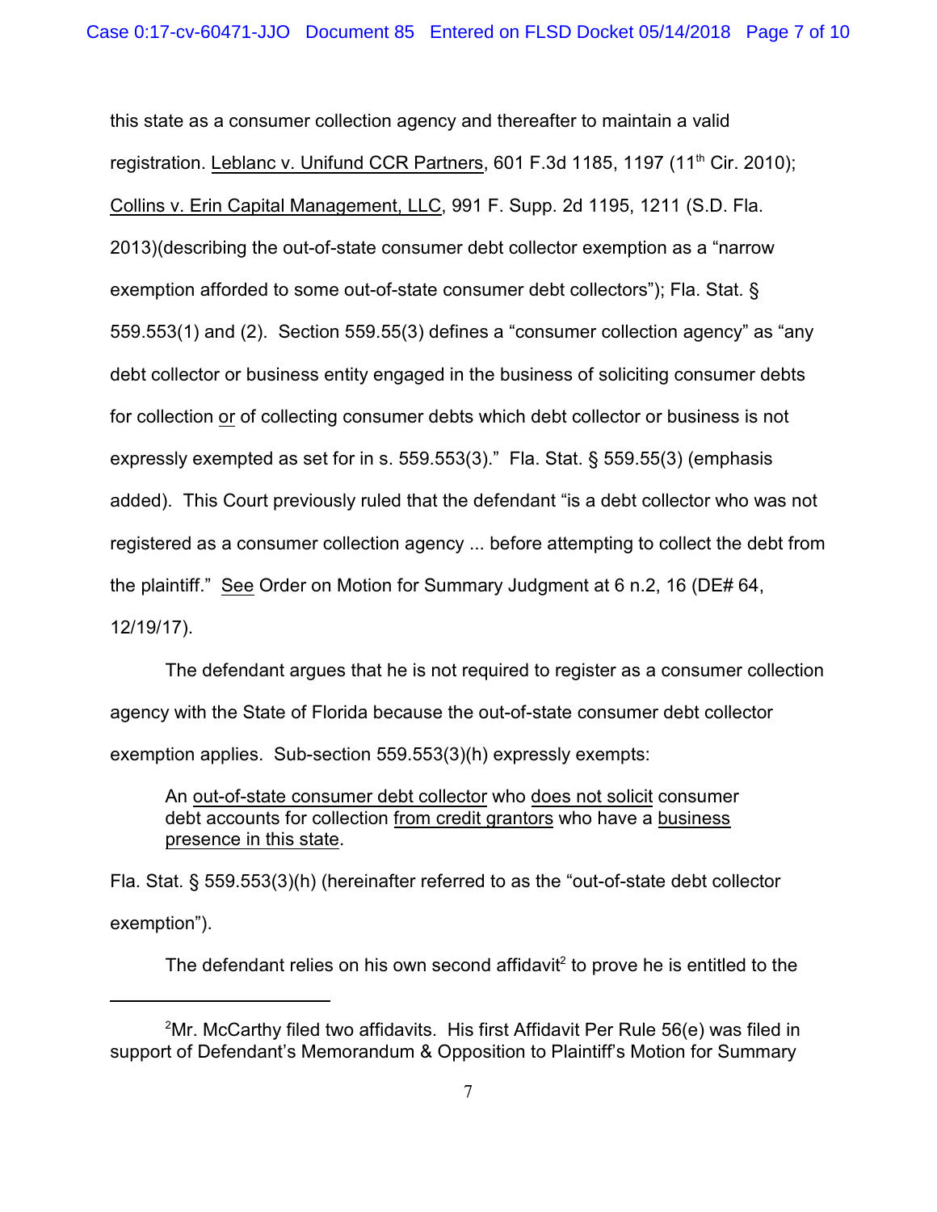this state as a consumer collection agency and thereafter to maintain a valid registration. Leblanc v. Unifund CCR Partners, 601 F.3d 1185, 1197 (11th Cir. 2010); Collins v. Erin Capital Management, LLC, 991 F. Supp. 2d 1195, 1211 (S.D. Fla. 2013)(describing the out-of-state consumer debt collector exemption as a "narrow exemption afforded to some out-of-state consumer debt collectors"); Fla. Stat. § 559.553(1) and (2). Section 559.55(3) defines a "consumer collection agency" as "any debt collector or business entity engaged in the business of soliciting consumer debts for collection or of collecting consumer debts which debt collector or business is not expressly exempted as set for in s. 559.553(3)." Fla. Stat. § 559.55(3) (emphasis added). This Court previously ruled that the defendant "is a debt collector who was not registered as a consumer collection agency ... before attempting to collect the debt from the plaintiff." See Order on Motion for Summary Judgment at 6 n.2, 16 (DE# 64, 12/19/17).

The defendant argues that he is not required to register as a consumer collection agency with the State of Florida because the out-of-state consumer debt collector exemption applies. Sub-section 559.553(3)(h) expressly exempts:

> An out-of-state consumer debt collector who does not solicit consumer debt accounts for collection from credit grantors who have a business presence in this state.

Fla. Stat. § 559.553(3)(h) (hereinafter referred to as the "out-of-state debt collector exemption").

The defendant relies on his own second affidavit[2] to prove he is entitled to the

[2] Mr. McCarthy filed two affidavits. His first Affidavit Per Rule 56(e) was filed in support of Defendant's Memorandum & Opposition to Plaintiff's Motion for Summary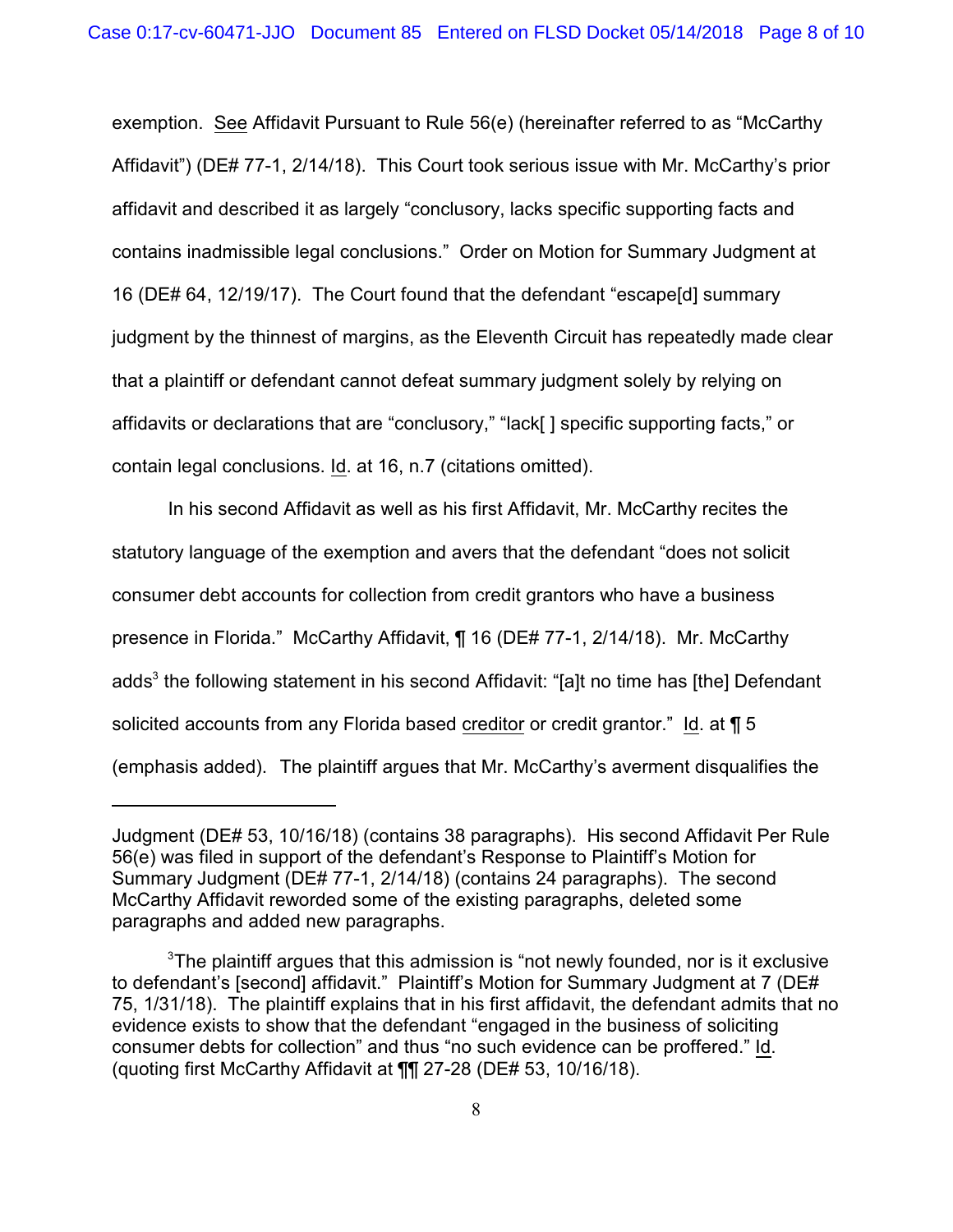exemption. See Affidavit Pursuant to Rule 56(e) (hereinafter referred to as "McCarthy Affidavit") (DE# 77-1, 2/14/18). This Court took serious issue with Mr. McCarthy's prior affidavit and described it as largely "conclusory, lacks specific supporting facts and contains inadmissible legal conclusions." Order on Motion for Summary Judgment at 16 (DE# 64, 12/19/17). The Court found that the defendant "escape[d] summary judgment by the thinnest of margins, as the Eleventh Circuit has repeatedly made clear that a plaintiff or defendant cannot defeat summary judgment solely by relying on affidavits or declarations that are "conclusory," "lack[ ] specific supporting facts," or contain legal conclusions. Id. at 16, n.7 (citations omitted).

In his second Affidavit as well as his first Affidavit, Mr. McCarthy recites the statutory language of the exemption and avers that the defendant "does not solicit consumer debt accounts for collection from credit grantors who have a business presence in Florida." McCarthy Affidavit, ¶ 16 (DE# 77-1, 2/14/18). Mr. McCarthy adds[3] the following statement in his second Affidavit: "[a]t no time has [the] Defendant solicited accounts from any Florida based creditor or credit grantor." Id. at ¶ 5 (emphasis added). The plaintiff argues that Mr. McCarthy's averment disqualifies the

---

Judgment (DE# 53, 10/16/18) (contains 38 paragraphs). His second Affidavit Per Rule 56(e) was filed in support of the defendant's Response to Plaintiff's Motion for Summary Judgment (DE# 77-1, 2/14/18) (contains 24 paragraphs). The second McCarthy Affidavit reworded some of the existing paragraphs, deleted some paragraphs and added new paragraphs.

[3]The plaintiff argues that this admission is "not newly founded, nor is it exclusive to defendant's [second] affidavit." Plaintiff's Motion for Summary Judgment at 7 (DE# 75, 1/31/18). The plaintiff explains that in his first affidavit, the defendant admits that no evidence exists to show that the defendant "engaged in the business of soliciting consumer debts for collection" and thus "no such evidence can be proffered." Id. (quoting first McCarthy Affidavit at ¶¶ 27-28 (DE# 53, 10/16/18).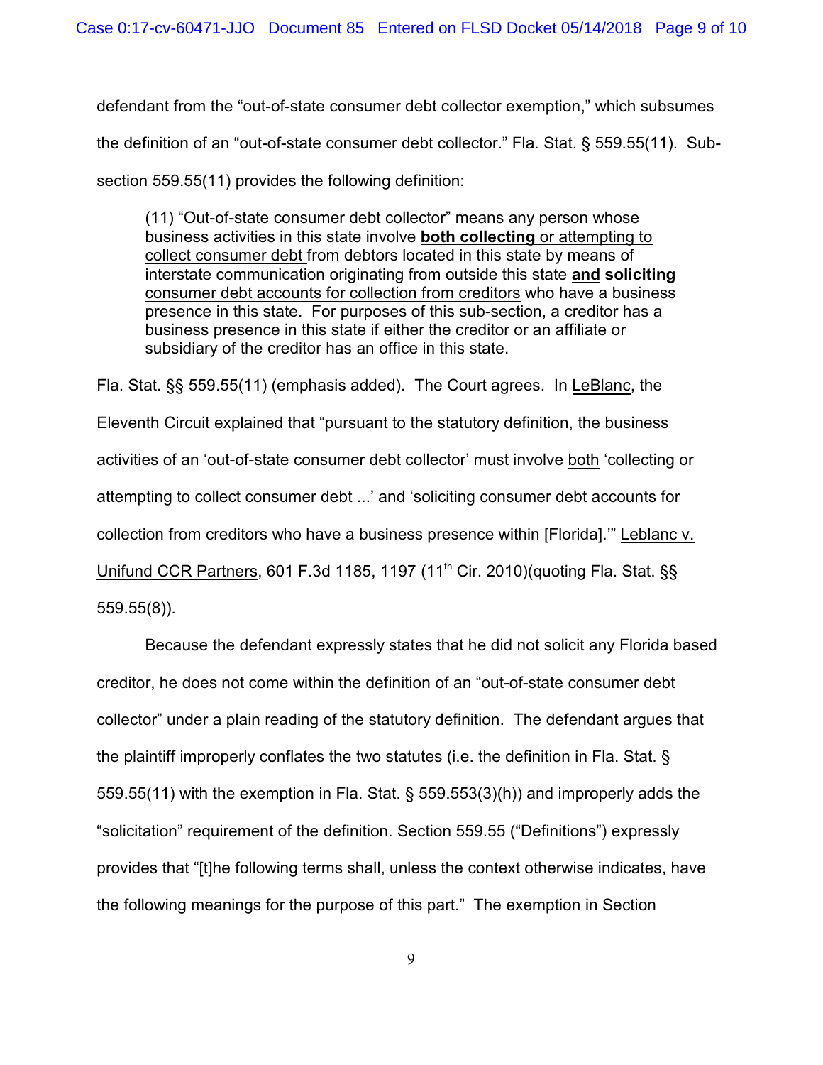defendant from the "out-of-state consumer debt collector exemption," which subsumes the definition of an "out-of-state consumer debt collector." Fla. Stat. § 559.55(11). Sub-section 559.55(11) provides the following definition:

> (11) "Out-of-state consumer debt collector" means any person whose business activities in this state involve **both collecting** or attempting to collect consumer debt from debtors located in this state by means of interstate communication originating from outside this state **and soliciting** consumer debt accounts for collection from creditors who have a business presence in this state. For purposes of this sub-section, a creditor has a business presence in this state if either the creditor or an affiliate or subsidiary of the creditor has an office in this state.

Fla. Stat. §§ 559.55(11) (emphasis added). The Court agrees. In LeBlanc, the Eleventh Circuit explained that "pursuant to the statutory definition, the business activities of an 'out-of-state consumer debt collector' must involve both 'collecting or attempting to collect consumer debt ...' and 'soliciting consumer debt accounts for collection from creditors who have a business presence within [Florida].'" Leblanc v. Unifund CCR Partners, 601 F.3d 1185, 1197 (11th Cir. 2010)(quoting Fla. Stat. §§ 559.55(8)).

Because the defendant expressly states that he did not solicit any Florida based creditor, he does not come within the definition of an "out-of-state consumer debt collector" under a plain reading of the statutory definition. The defendant argues that the plaintiff improperly conflates the two statutes (i.e. the definition in Fla. Stat. § 559.55(11) with the exemption in Fla. Stat. § 559.553(3)(h)) and improperly adds the "solicitation" requirement of the definition. Section 559.55 ("Definitions") expressly provides that "[t]he following terms shall, unless the context otherwise indicates, have the following meanings for the purpose of this part." The exemption in Section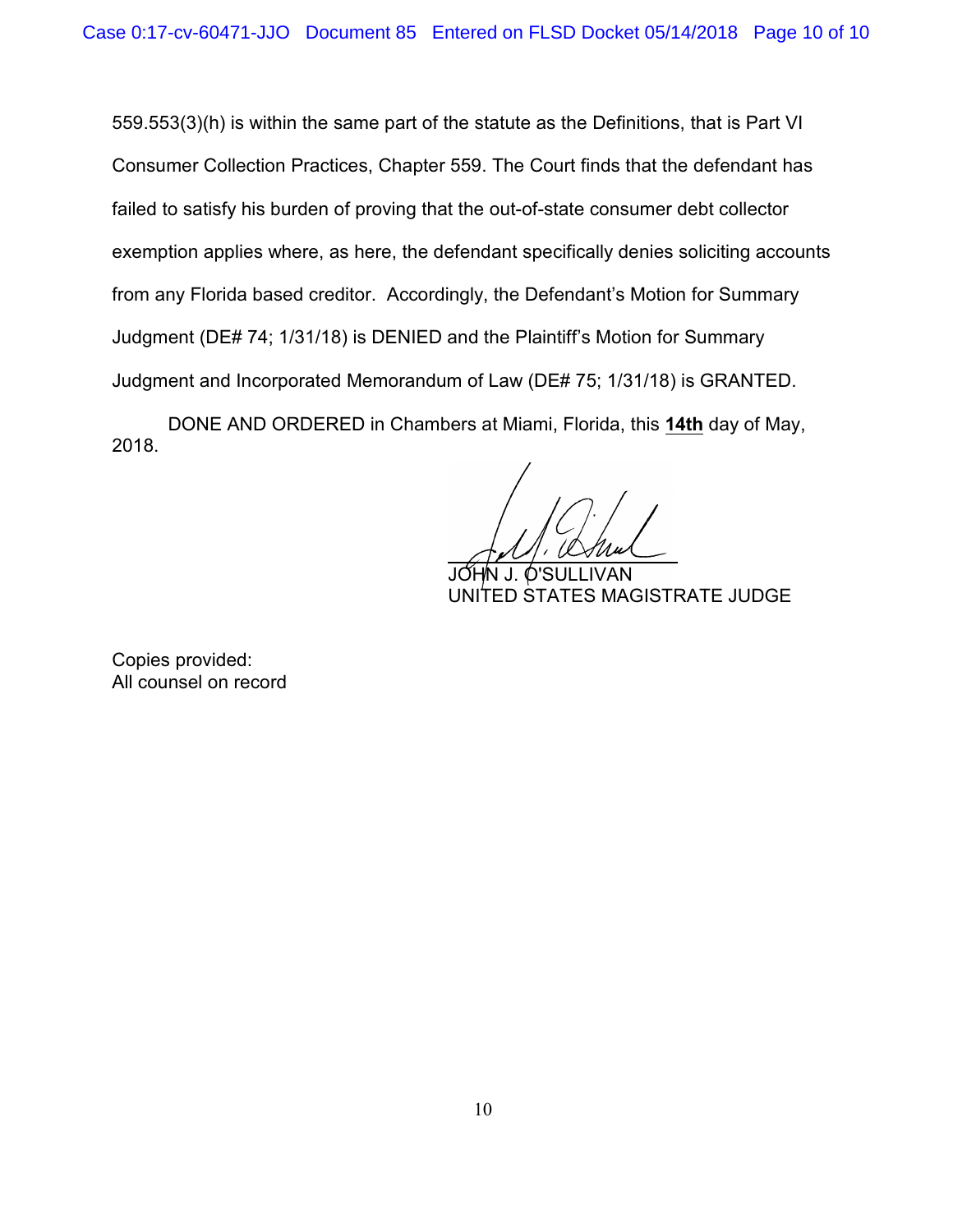559.553(3)(h) is within the same part of the statute as the Definitions, that is Part VI Consumer Collection Practices, Chapter 559. The Court finds that the defendant has failed to satisfy his burden of proving that the out-of-state consumer debt collector exemption applies where, as here, the defendant specifically denies soliciting accounts from any Florida based creditor. Accordingly, the Defendant's Motion for Summary Judgment (DE# 74; 1/31/18) is DENIED and the Plaintiff's Motion for Summary Judgment and Incorporated Memorandum of Law (DE# 75; 1/31/18) is GRANTED.

DONE AND ORDERED in Chambers at Miami, Florida, this **14th** day of May, 2018.

JOHN J. O'SULLIVAN
UNITED STATES MAGISTRATE JUDGE

Copies provided:
All counsel on record